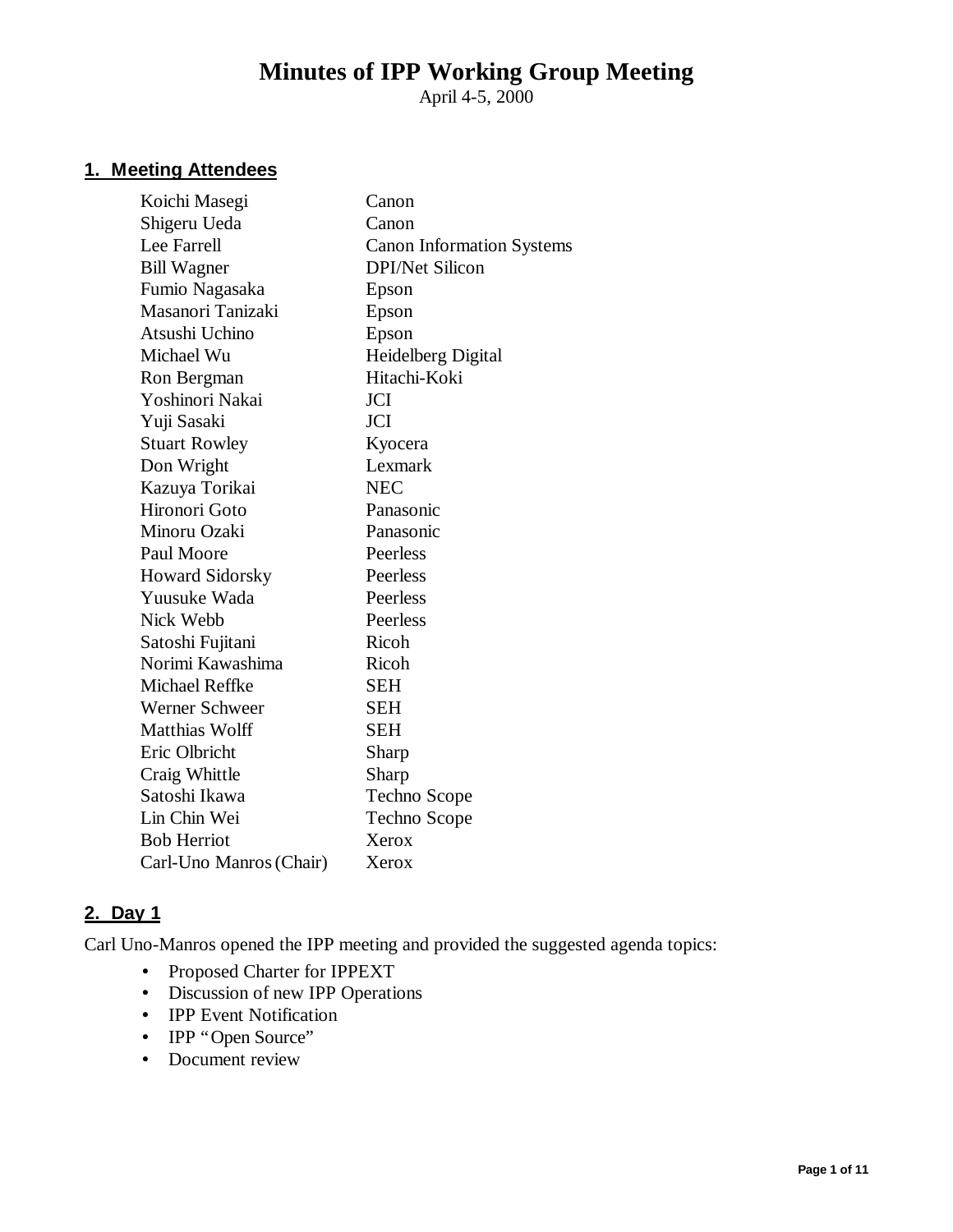# Minutes of IPP Working Group Meeting

April 4-5, 2000

## 1. Meeting Attendees

| | |
|---|---|
| Koichi Masegi | Canon |
| Shigeru Ueda | Canon |
| Lee Farrell | Canon Information Systems |
| Bill Wagner | DPI/Net Silicon |
| Fumio Nagasaka | Epson |
| Masanori Tanizaki | Epson |
| Atsushi Uchino | Epson |
| Michael Wu | Heidelberg Digital |
| Ron Bergman | Hitachi-Koki |
| Yoshinori Nakai | JCI |
| Yuji Sasaki | JCI |
| Stuart Rowley | Kyocera |
| Don Wright | Lexmark |
| Kazuya Torikai | NEC |
| Hironori Goto | Panasonic |
| Minoru Ozaki | Panasonic |
| Paul Moore | Peerless |
| Howard Sidorsky | Peerless |
| Yuusuke Wada | Peerless |
| Nick Webb | Peerless |
| Satoshi Fujitani | Ricoh |
| Norimi Kawashima | Ricoh |
| Michael Reffke | SEH |
| Werner Schweer | SEH |
| Matthias Wolff | SEH |
| Eric Olbricht | Sharp |
| Craig Whittle | Sharp |
| Satoshi Ikawa | Techno Scope |
| Lin Chin Wei | Techno Scope |
| Bob Herriot | Xerox |
| Carl-Uno Manros (Chair) | Xerox |

## 2. Day 1

Carl Uno-Manros opened the IPP meeting and provided the suggested agenda topics:

- Proposed Charter for IPPEXT
- Discussion of new IPP Operations
- IPP Event Notification
- IPP "Open Source"
- Document review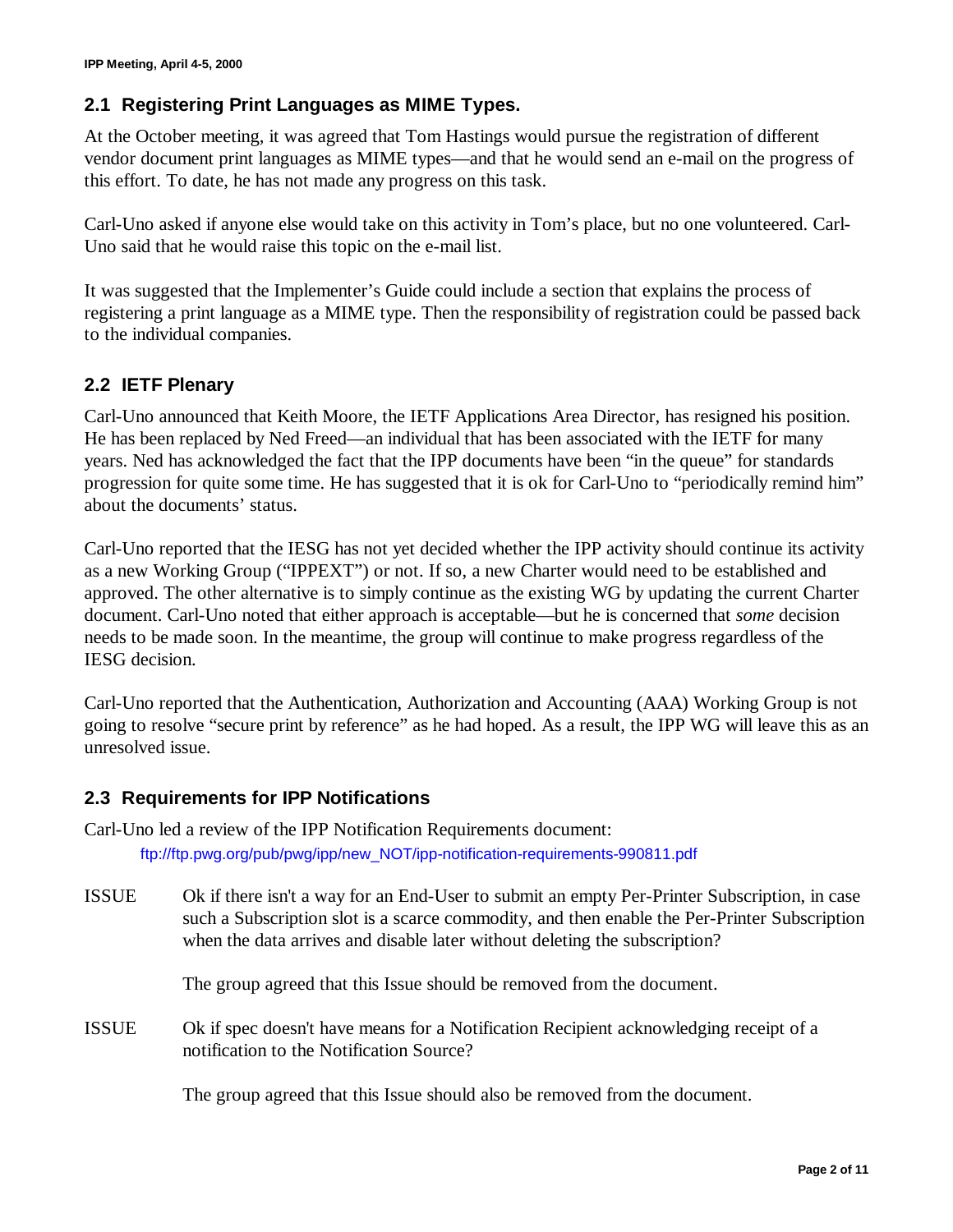## 2.1 Registering Print Languages as MIME Types.

At the October meeting, it was agreed that Tom Hastings would pursue the registration of different vendor document print languages as MIME types—and that he would send an e-mail on the progress of this effort. To date, he has not made any progress on this task.

Carl-Uno asked if anyone else would take on this activity in Tom's place, but no one volunteered. Carl-Uno said that he would raise this topic on the e-mail list.

It was suggested that the Implementer's Guide could include a section that explains the process of registering a print language as a MIME type. Then the responsibility of registration could be passed back to the individual companies.

## 2.2 IETF Plenary

Carl-Uno announced that Keith Moore, the IETF Applications Area Director, has resigned his position. He has been replaced by Ned Freed—an individual that has been associated with the IETF for many years. Ned has acknowledged the fact that the IPP documents have been "in the queue" for standards progression for quite some time. He has suggested that it is ok for Carl-Uno to "periodically remind him" about the documents' status.

Carl-Uno reported that the IESG has not yet decided whether the IPP activity should continue its activity as a new Working Group ("IPPEXT") or not. If so, a new Charter would need to be established and approved. The other alternative is to simply continue as the existing WG by updating the current Charter document. Carl-Uno noted that either approach is acceptable—but he is concerned that *some* decision needs to be made soon. In the meantime, the group will continue to make progress regardless of the IESG decision.

Carl-Uno reported that the Authentication, Authorization and Accounting (AAA) Working Group is not going to resolve "secure print by reference" as he had hoped. As a result, the IPP WG will leave this as an unresolved issue.

## 2.3 Requirements for IPP Notifications

Carl-Uno led a review of the IPP Notification Requirements document:

ftp://ftp.pwg.org/pub/pwg/ipp/new_NOT/ipp-notification-requirements-990811.pdf

ISSUE Ok if there isn't a way for an End-User to submit an empty Per-Printer Subscription, in case such a Subscription slot is a scarce commodity, and then enable the Per-Printer Subscription when the data arrives and disable later without deleting the subscription?

The group agreed that this Issue should be removed from the document.

ISSUE Ok if spec doesn't have means for a Notification Recipient acknowledging receipt of a notification to the Notification Source?

The group agreed that this Issue should also be removed from the document.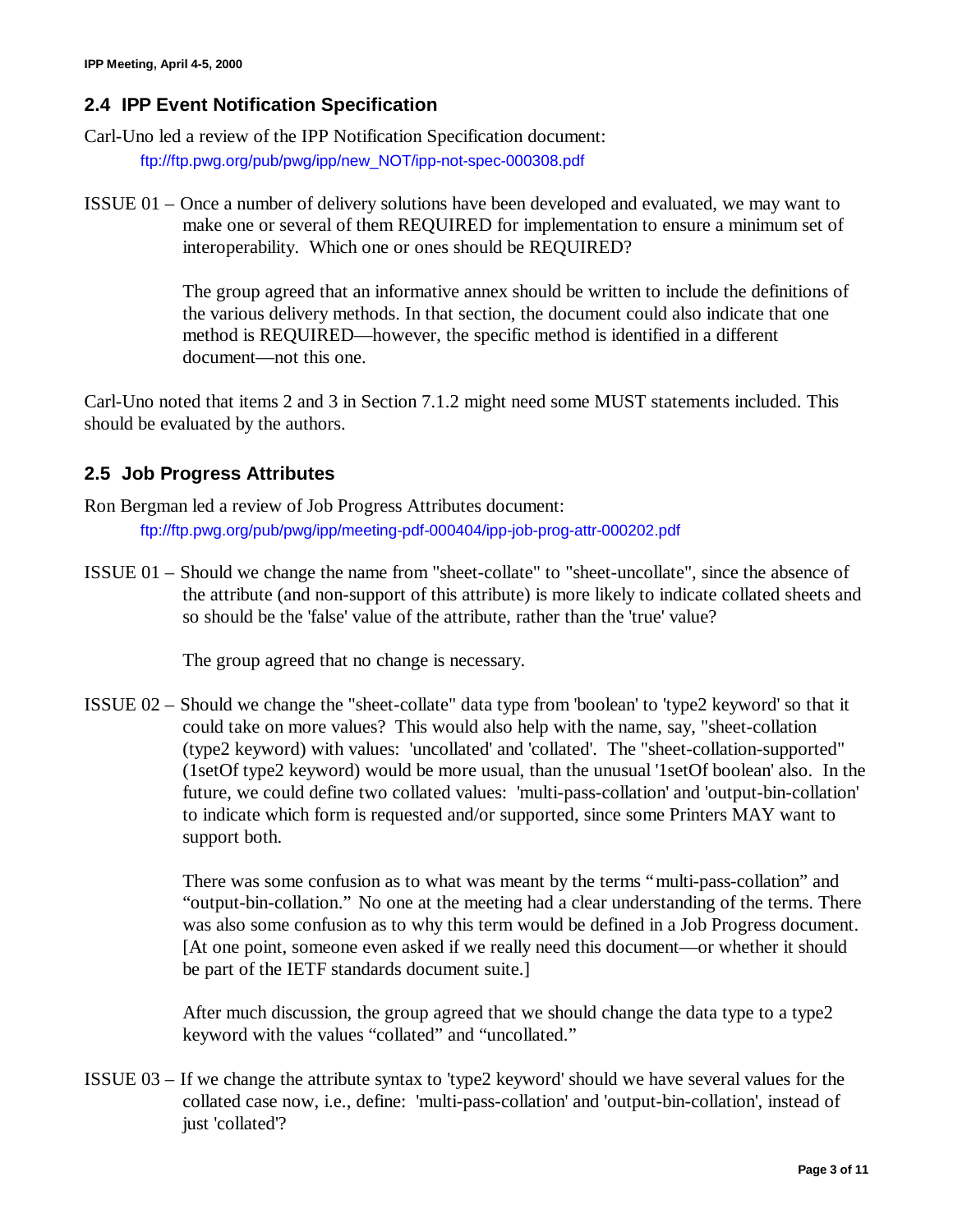## 2.4 IPP Event Notification Specification

Carl-Uno led a review of the IPP Notification Specification document:

ftp://ftp.pwg.org/pub/pwg/ipp/new_NOT/ipp-not-spec-000308.pdf

ISSUE 01 – Once a number of delivery solutions have been developed and evaluated, we may want to make one or several of them REQUIRED for implementation to ensure a minimum set of interoperability. Which one or ones should be REQUIRED?

The group agreed that an informative annex should be written to include the definitions of the various delivery methods. In that section, the document could also indicate that one method is REQUIRED—however, the specific method is identified in a different document—not this one.

Carl-Uno noted that items 2 and 3 in Section 7.1.2 might need some MUST statements included. This should be evaluated by the authors.

## 2.5 Job Progress Attributes

Ron Bergman led a review of Job Progress Attributes document:

ftp://ftp.pwg.org/pub/pwg/ipp/meeting-pdf-000404/ipp-job-prog-attr-000202.pdf

ISSUE 01 – Should we change the name from "sheet-collate" to "sheet-uncollate", since the absence of the attribute (and non-support of this attribute) is more likely to indicate collated sheets and so should be the 'false' value of the attribute, rather than the 'true' value?

The group agreed that no change is necessary.

ISSUE 02 – Should we change the "sheet-collate" data type from 'boolean' to 'type2 keyword' so that it could take on more values? This would also help with the name, say, "sheet-collation (type2 keyword) with values: 'uncollated' and 'collated'. The "sheet-collation-supported" (1setOf type2 keyword) would be more usual, than the unusual '1setOf boolean' also. In the future, we could define two collated values: 'multi-pass-collation' and 'output-bin-collation' to indicate which form is requested and/or supported, since some Printers MAY want to support both.

There was some confusion as to what was meant by the terms "multi-pass-collation" and "output-bin-collation." No one at the meeting had a clear understanding of the terms. There was also some confusion as to why this term would be defined in a Job Progress document. [At one point, someone even asked if we really need this document—or whether it should be part of the IETF standards document suite.]

After much discussion, the group agreed that we should change the data type to a type2 keyword with the values "collated" and "uncollated."

ISSUE 03 – If we change the attribute syntax to 'type2 keyword' should we have several values for the collated case now, i.e., define: 'multi-pass-collation' and 'output-bin-collation', instead of just 'collated'?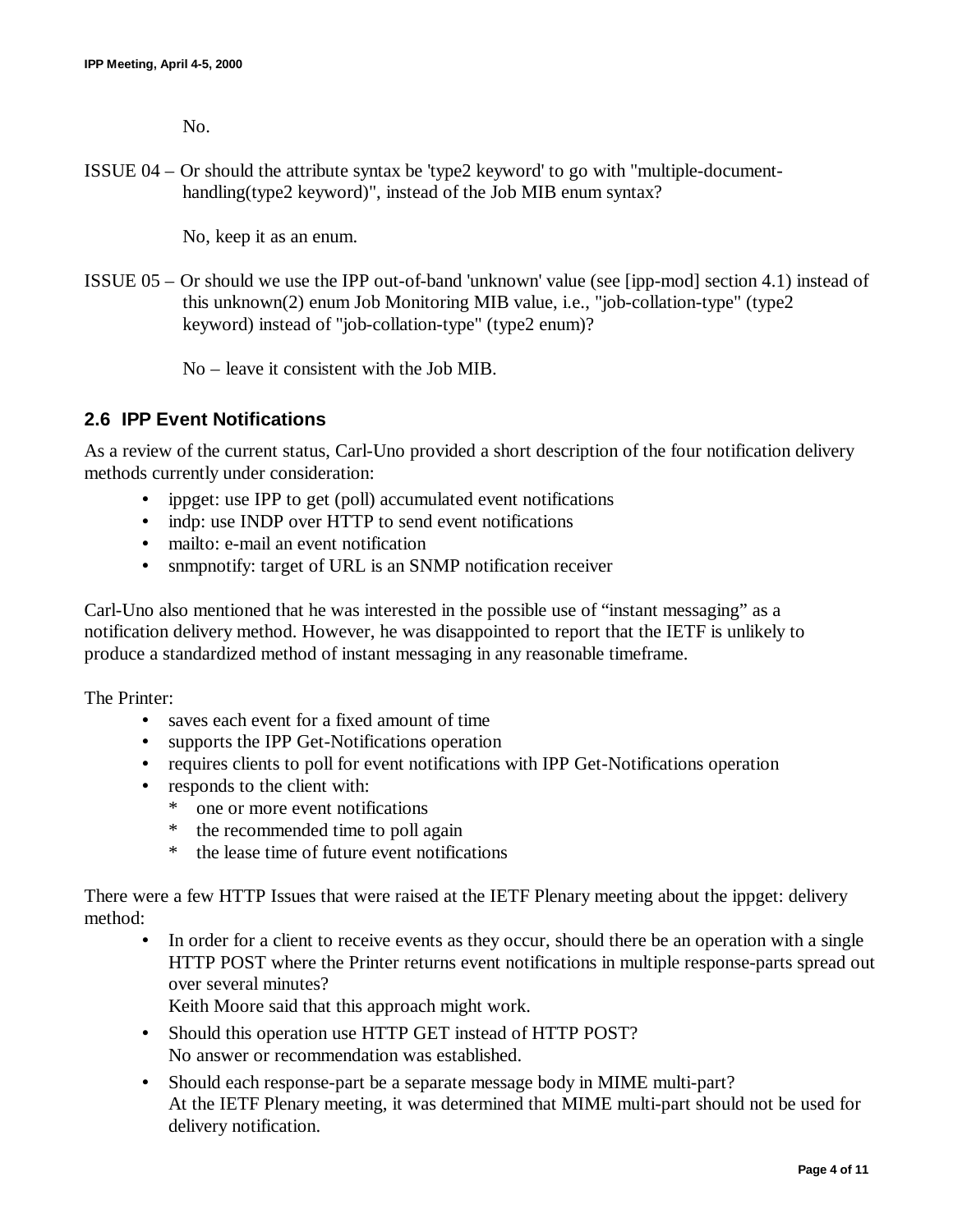No.

ISSUE 04 – Or should the attribute syntax be 'type2 keyword' to go with "multiple-document-handling(type2 keyword)", instead of the Job MIB enum syntax?

No, keep it as an enum.

ISSUE 05 – Or should we use the IPP out-of-band 'unknown' value (see [ipp-mod] section 4.1) instead of this unknown(2) enum Job Monitoring MIB value, i.e., "job-collation-type" (type2 keyword) instead of "job-collation-type" (type2 enum)?

No – leave it consistent with the Job MIB.

### 2.6 IPP Event Notifications

As a review of the current status, Carl-Uno provided a short description of the four notification delivery methods currently under consideration:

- ippget: use IPP to get (poll) accumulated event notifications
- indp: use INDP over HTTP to send event notifications
- mailto: e-mail an event notification
- snmpnotify: target of URL is an SNMP notification receiver

Carl-Uno also mentioned that he was interested in the possible use of "instant messaging" as a notification delivery method. However, he was disappointed to report that the IETF is unlikely to produce a standardized method of instant messaging in any reasonable timeframe.

The Printer:

- saves each event for a fixed amount of time
- supports the IPP Get-Notifications operation
- requires clients to poll for event notifications with IPP Get-Notifications operation
- responds to the client with:
  - one or more event notifications
  - the recommended time to poll again
  - the lease time of future event notifications

There were a few HTTP Issues that were raised at the IETF Plenary meeting about the ippget: delivery method:

- In order for a client to receive events as they occur, should there be an operation with a single HTTP POST where the Printer returns event notifications in multiple response-parts spread out over several minutes?
  Keith Moore said that this approach might work.
- Should this operation use HTTP GET instead of HTTP POST?
  No answer or recommendation was established.
- Should each response-part be a separate message body in MIME multi-part?
  At the IETF Plenary meeting, it was determined that MIME multi-part should not be used for delivery notification.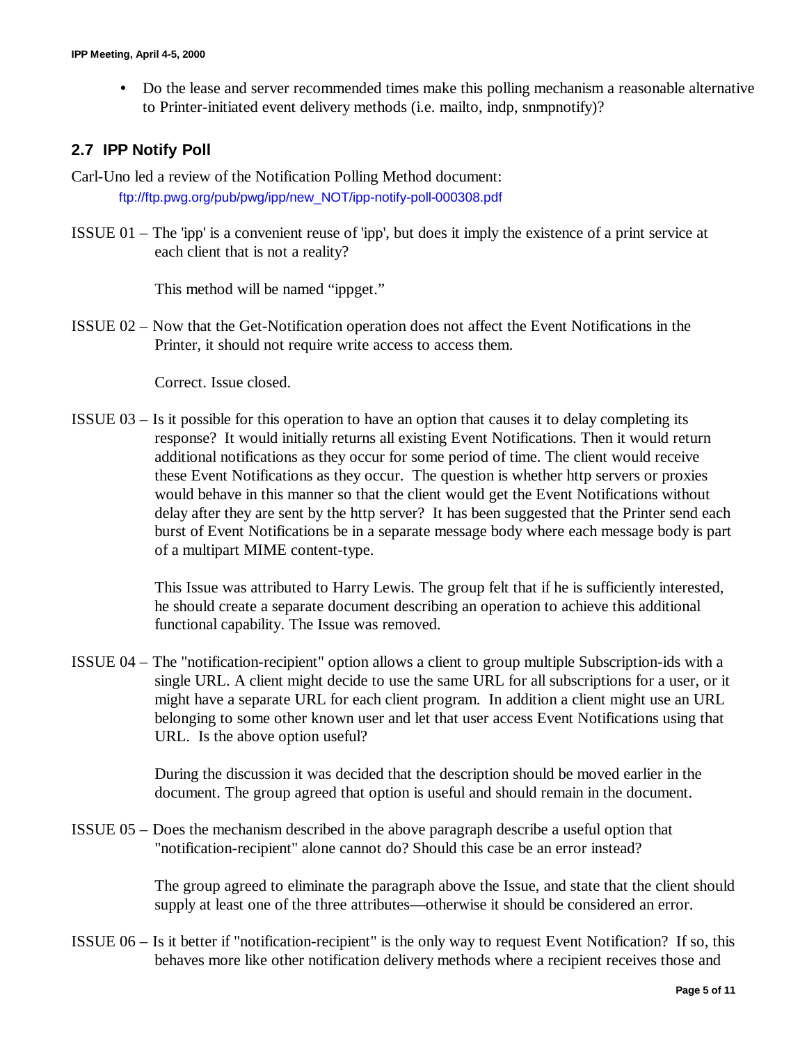- Do the lease and server recommended times make this polling mechanism a reasonable alternative to Printer-initiated event delivery methods (i.e. mailto, indp, snmpnotify)?

## 2.7 IPP Notify Poll

Carl-Uno led a review of the Notification Polling Method document:
ftp://ftp.pwg.org/pub/pwg/ipp/new_NOT/ipp-notify-poll-000308.pdf

ISSUE 01 – The 'ipp' is a convenient reuse of 'ipp', but does it imply the existence of a print service at each client that is not a reality?

This method will be named "ippget."

ISSUE 02 – Now that the Get-Notification operation does not affect the Event Notifications in the Printer, it should not require write access to access them.

Correct. Issue closed.

ISSUE 03 – Is it possible for this operation to have an option that causes it to delay completing its response? It would initially returns all existing Event Notifications. Then it would return additional notifications as they occur for some period of time. The client would receive these Event Notifications as they occur. The question is whether http servers or proxies would behave in this manner so that the client would get the Event Notifications without delay after they are sent by the http server? It has been suggested that the Printer send each burst of Event Notifications be in a separate message body where each message body is part of a multipart MIME content-type.

This Issue was attributed to Harry Lewis. The group felt that if he is sufficiently interested, he should create a separate document describing an operation to achieve this additional functional capability. The Issue was removed.

ISSUE 04 – The "notification-recipient" option allows a client to group multiple Subscription-ids with a single URL. A client might decide to use the same URL for all subscriptions for a user, or it might have a separate URL for each client program. In addition a client might use an URL belonging to some other known user and let that user access Event Notifications using that URL. Is the above option useful?

During the discussion it was decided that the description should be moved earlier in the document. The group agreed that option is useful and should remain in the document.

ISSUE 05 – Does the mechanism described in the above paragraph describe a useful option that "notification-recipient" alone cannot do? Should this case be an error instead?

The group agreed to eliminate the paragraph above the Issue, and state that the client should supply at least one of the three attributes—otherwise it should be considered an error.

ISSUE 06 – Is it better if "notification-recipient" is the only way to request Event Notification? If so, this behaves more like other notification delivery methods where a recipient receives those and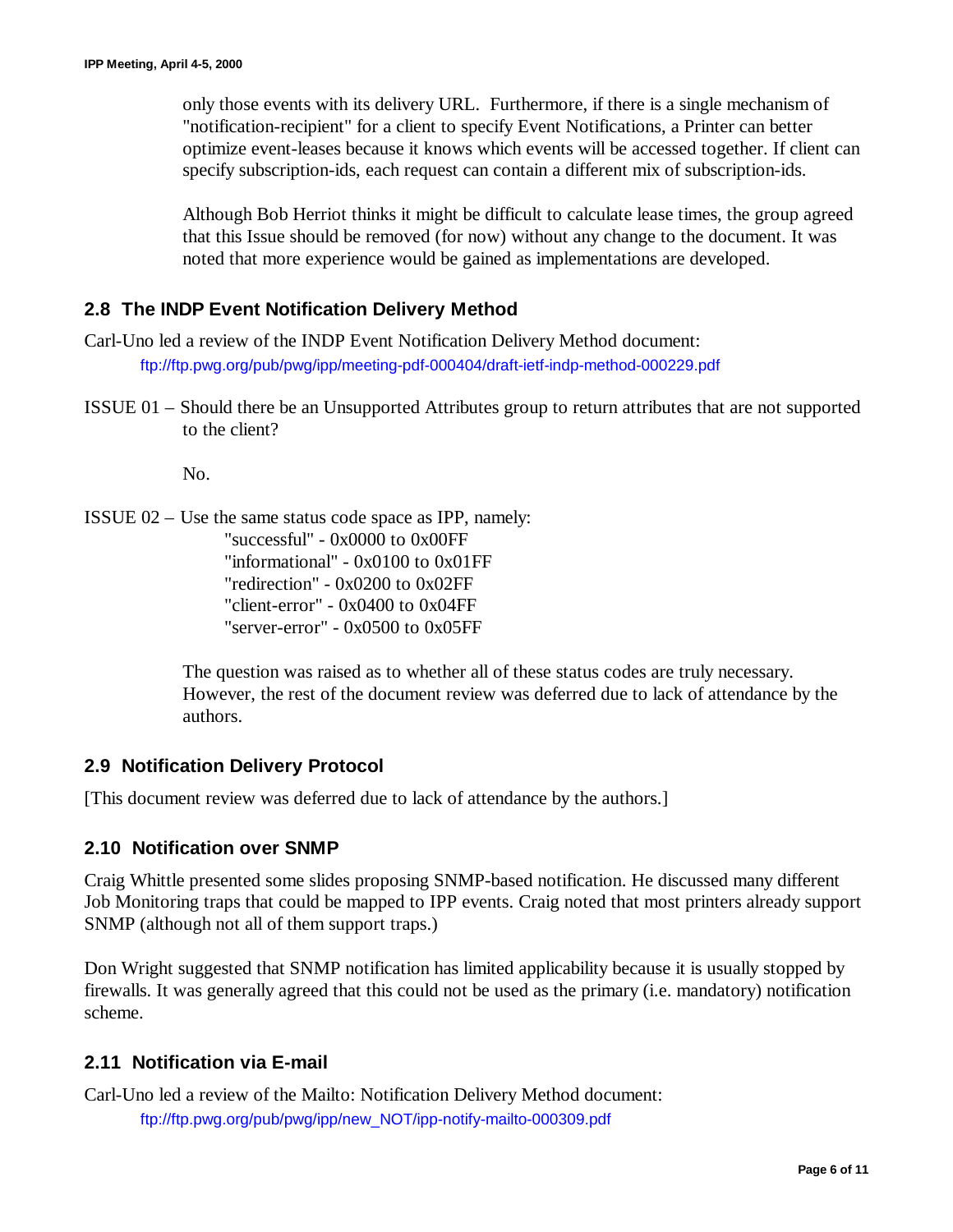only those events with its delivery URL. Furthermore, if there is a single mechanism of "notification-recipient" for a client to specify Event Notifications, a Printer can better optimize event-leases because it knows which events will be accessed together. If client can specify subscription-ids, each request can contain a different mix of subscription-ids.

Although Bob Herriot thinks it might be difficult to calculate lease times, the group agreed that this Issue should be removed (for now) without any change to the document. It was noted that more experience would be gained as implementations are developed.

## 2.8 The INDP Event Notification Delivery Method

Carl-Uno led a review of the INDP Event Notification Delivery Method document:

ftp://ftp.pwg.org/pub/pwg/ipp/meeting-pdf-000404/draft-ietf-indp-method-000229.pdf

ISSUE 01 – Should there be an Unsupported Attributes group to return attributes that are not supported to the client?

No.

ISSUE 02 – Use the same status code space as IPP, namely:

"successful" - 0x0000 to 0x00FF
"informational" - 0x0100 to 0x01FF
"redirection" - 0x0200 to 0x02FF
"client-error" - 0x0400 to 0x04FF
"server-error" - 0x0500 to 0x05FF

The question was raised as to whether all of these status codes are truly necessary. However, the rest of the document review was deferred due to lack of attendance by the authors.

## 2.9 Notification Delivery Protocol

[This document review was deferred due to lack of attendance by the authors.]

## 2.10 Notification over SNMP

Craig Whittle presented some slides proposing SNMP-based notification. He discussed many different Job Monitoring traps that could be mapped to IPP events. Craig noted that most printers already support SNMP (although not all of them support traps.)

Don Wright suggested that SNMP notification has limited applicability because it is usually stopped by firewalls. It was generally agreed that this could not be used as the primary (i.e. mandatory) notification scheme.

## 2.11 Notification via E-mail

Carl-Uno led a review of the Mailto: Notification Delivery Method document:

ftp://ftp.pwg.org/pub/pwg/ipp/new_NOT/ipp-notify-mailto-000309.pdf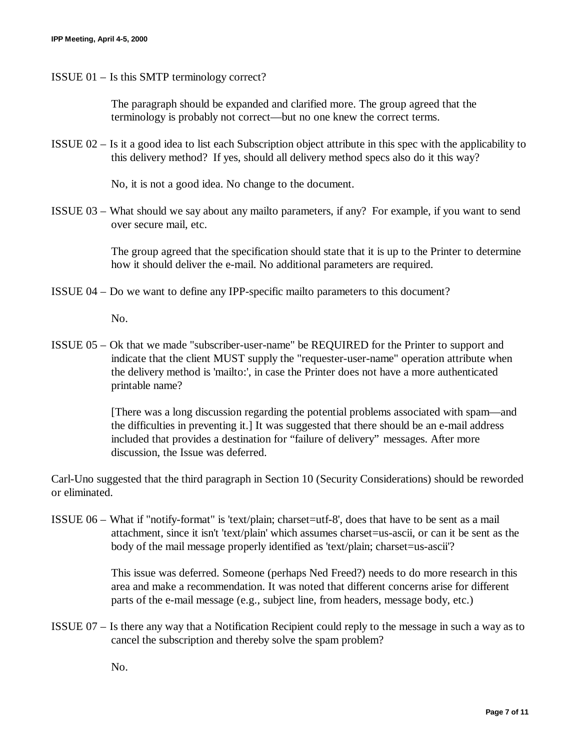ISSUE 01 – Is this SMTP terminology correct?

> The paragraph should be expanded and clarified more. The group agreed that the terminology is probably not correct—but no one knew the correct terms.

ISSUE 02 – Is it a good idea to list each Subscription object attribute in this spec with the applicability to this delivery method? If yes, should all delivery method specs also do it this way?

> No, it is not a good idea. No change to the document.

ISSUE 03 – What should we say about any mailto parameters, if any? For example, if you want to send over secure mail, etc.

> The group agreed that the specification should state that it is up to the Printer to determine how it should deliver the e-mail. No additional parameters are required.

ISSUE 04 – Do we want to define any IPP-specific mailto parameters to this document?

> No.

ISSUE 05 – Ok that we made "subscriber-user-name" be REQUIRED for the Printer to support and indicate that the client MUST supply the "requester-user-name" operation attribute when the delivery method is 'mailto:', in case the Printer does not have a more authenticated printable name?

> [There was a long discussion regarding the potential problems associated with spam—and the difficulties in preventing it.] It was suggested that there should be an e-mail address included that provides a destination for "failure of delivery" messages. After more discussion, the Issue was deferred.

Carl-Uno suggested that the third paragraph in Section 10 (Security Considerations) should be reworded or eliminated.

ISSUE 06 – What if "notify-format" is 'text/plain; charset=utf-8', does that have to be sent as a mail attachment, since it isn't 'text/plain' which assumes charset=us-ascii, or can it be sent as the body of the mail message properly identified as 'text/plain; charset=us-ascii'?

> This issue was deferred. Someone (perhaps Ned Freed?) needs to do more research in this area and make a recommendation. It was noted that different concerns arise for different parts of the e-mail message (e.g., subject line, from headers, message body, etc.)

ISSUE 07 – Is there any way that a Notification Recipient could reply to the message in such a way as to cancel the subscription and thereby solve the spam problem?

> No.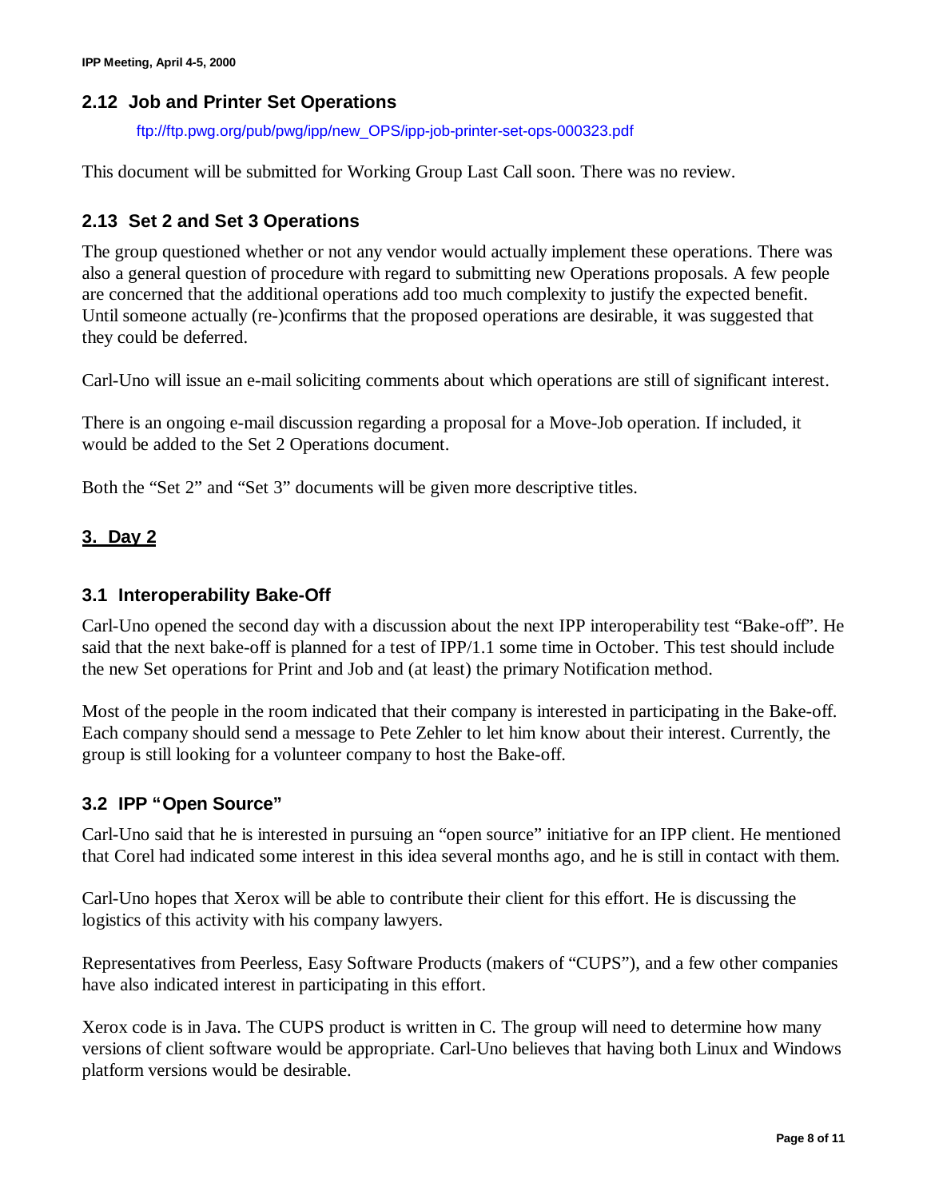### 2.12 Job and Printer Set Operations

ftp://ftp.pwg.org/pub/pwg/ipp/new_OPS/ipp-job-printer-set-ops-000323.pdf

This document will be submitted for Working Group Last Call soon. There was no review.

### 2.13 Set 2 and Set 3 Operations

The group questioned whether or not any vendor would actually implement these operations. There was also a general question of procedure with regard to submitting new Operations proposals. A few people are concerned that the additional operations add too much complexity to justify the expected benefit. Until someone actually (re-)confirms that the proposed operations are desirable, it was suggested that they could be deferred.

Carl-Uno will issue an e-mail soliciting comments about which operations are still of significant interest.

There is an ongoing e-mail discussion regarding a proposal for a Move-Job operation. If included, it would be added to the Set 2 Operations document.

Both the "Set 2" and "Set 3" documents will be given more descriptive titles.

## 3. Day 2

### 3.1 Interoperability Bake-Off

Carl-Uno opened the second day with a discussion about the next IPP interoperability test "Bake-off". He said that the next bake-off is planned for a test of IPP/1.1 some time in October. This test should include the new Set operations for Print and Job and (at least) the primary Notification method.

Most of the people in the room indicated that their company is interested in participating in the Bake-off. Each company should send a message to Pete Zehler to let him know about their interest. Currently, the group is still looking for a volunteer company to host the Bake-off.

### 3.2 IPP "Open Source"

Carl-Uno said that he is interested in pursuing an "open source" initiative for an IPP client. He mentioned that Corel had indicated some interest in this idea several months ago, and he is still in contact with them.

Carl-Uno hopes that Xerox will be able to contribute their client for this effort. He is discussing the logistics of this activity with his company lawyers.

Representatives from Peerless, Easy Software Products (makers of "CUPS"), and a few other companies have also indicated interest in participating in this effort.

Xerox code is in Java. The CUPS product is written in C. The group will need to determine how many versions of client software would be appropriate. Carl-Uno believes that having both Linux and Windows platform versions would be desirable.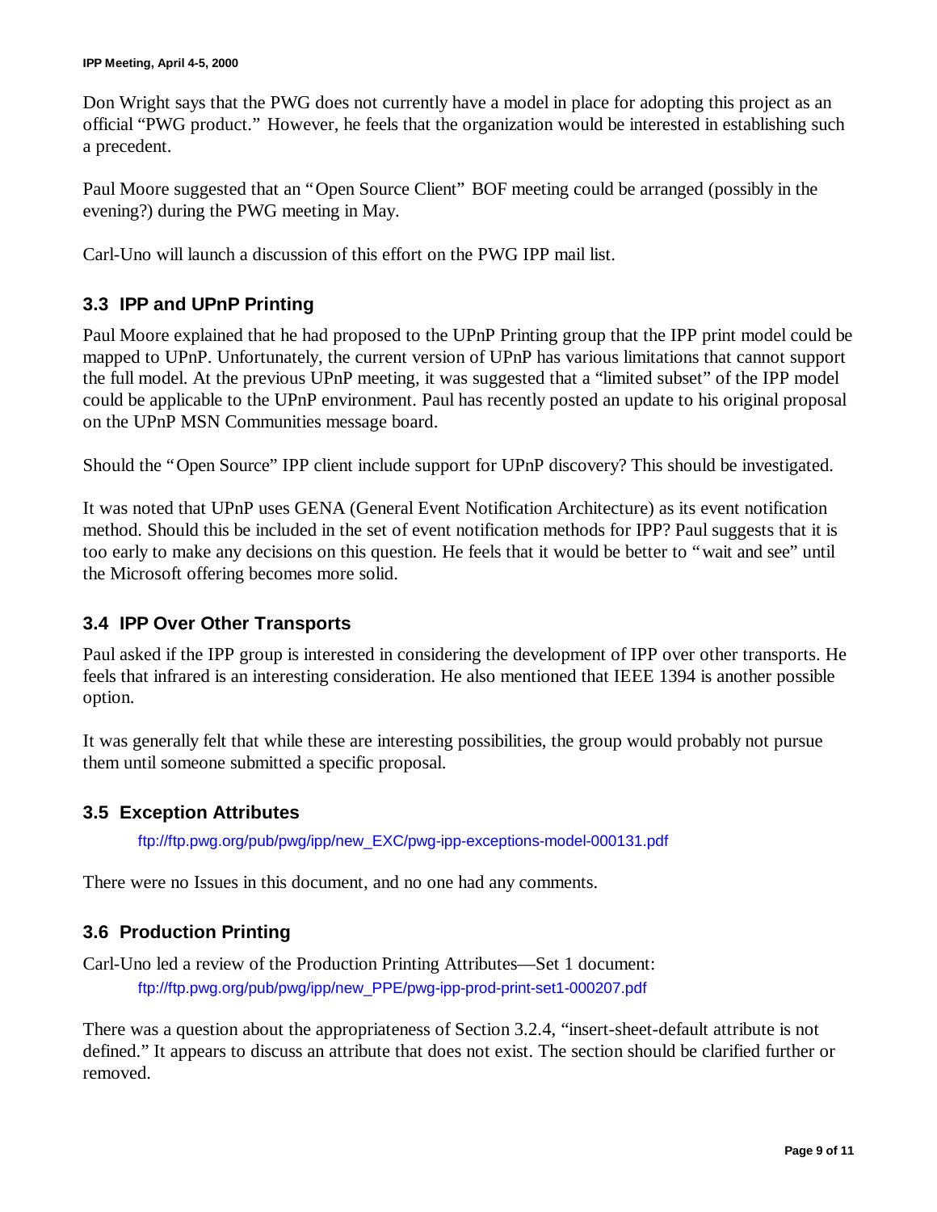Don Wright says that the PWG does not currently have a model in place for adopting this project as an official "PWG product." However, he feels that the organization would be interested in establishing such a precedent.

Paul Moore suggested that an "Open Source Client" BOF meeting could be arranged (possibly in the evening?) during the PWG meeting in May.

Carl-Uno will launch a discussion of this effort on the PWG IPP mail list.

### 3.3 IPP and UPnP Printing

Paul Moore explained that he had proposed to the UPnP Printing group that the IPP print model could be mapped to UPnP. Unfortunately, the current version of UPnP has various limitations that cannot support the full model. At the previous UPnP meeting, it was suggested that a "limited subset" of the IPP model could be applicable to the UPnP environment. Paul has recently posted an update to his original proposal on the UPnP MSN Communities message board.

Should the "Open Source" IPP client include support for UPnP discovery? This should be investigated.

It was noted that UPnP uses GENA (General Event Notification Architecture) as its event notification method. Should this be included in the set of event notification methods for IPP? Paul suggests that it is too early to make any decisions on this question. He feels that it would be better to "wait and see" until the Microsoft offering becomes more solid.

### 3.4 IPP Over Other Transports

Paul asked if the IPP group is interested in considering the development of IPP over other transports. He feels that infrared is an interesting consideration. He also mentioned that IEEE 1394 is another possible option.

It was generally felt that while these are interesting possibilities, the group would probably not pursue them until someone submitted a specific proposal.

### 3.5 Exception Attributes

ftp://ftp.pwg.org/pub/pwg/ipp/new_EXC/pwg-ipp-exceptions-model-000131.pdf

There were no Issues in this document, and no one had any comments.

### 3.6 Production Printing

Carl-Uno led a review of the Production Printing Attributes—Set 1 document:

ftp://ftp.pwg.org/pub/pwg/ipp/new_PPE/pwg-ipp-prod-print-set1-000207.pdf

There was a question about the appropriateness of Section 3.2.4, "insert-sheet-default attribute is not defined." It appears to discuss an attribute that does not exist. The section should be clarified further or removed.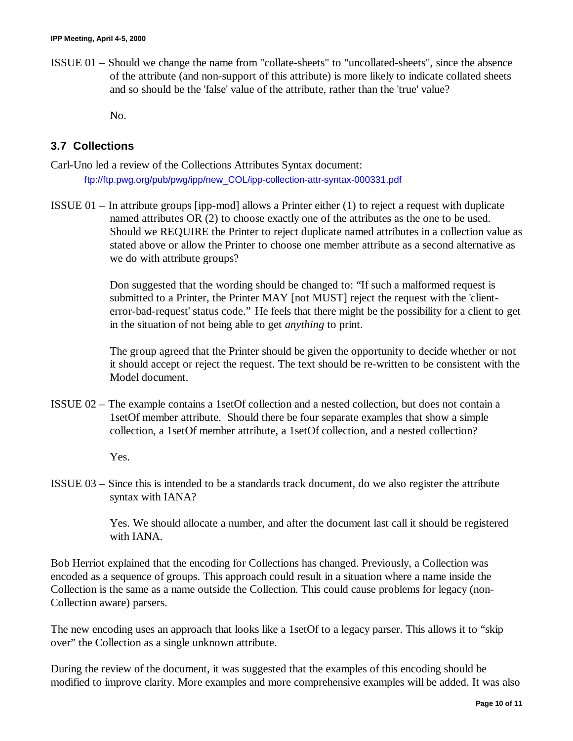ISSUE 01 – Should we change the name from "collate-sheets" to "uncollated-sheets", since the absence of the attribute (and non-support of this attribute) is more likely to indicate collated sheets and so should be the 'false' value of the attribute, rather than the 'true' value?

No.

## 3.7 Collections

Carl-Uno led a review of the Collections Attributes Syntax document:

ftp://ftp.pwg.org/pub/pwg/ipp/new_COL/ipp-collection-attr-syntax-000331.pdf

ISSUE 01 – In attribute groups [ipp-mod] allows a Printer either (1) to reject a request with duplicate named attributes OR (2) to choose exactly one of the attributes as the one to be used. Should we REQUIRE the Printer to reject duplicate named attributes in a collection value as stated above or allow the Printer to choose one member attribute as a second alternative as we do with attribute groups?

Don suggested that the wording should be changed to: "If such a malformed request is submitted to a Printer, the Printer MAY [not MUST] reject the request with the 'client-error-bad-request' status code." He feels that there might be the possibility for a client to get in the situation of not being able to get *anything* to print.

The group agreed that the Printer should be given the opportunity to decide whether or not it should accept or reject the request. The text should be re-written to be consistent with the Model document.

ISSUE 02 – The example contains a 1setOf collection and a nested collection, but does not contain a 1setOf member attribute. Should there be four separate examples that show a simple collection, a 1setOf member attribute, a 1setOf collection, and a nested collection?

Yes.

ISSUE 03 – Since this is intended to be a standards track document, do we also register the attribute syntax with IANA?

Yes. We should allocate a number, and after the document last call it should be registered with IANA.

Bob Herriot explained that the encoding for Collections has changed. Previously, a Collection was encoded as a sequence of groups. This approach could result in a situation where a name inside the Collection is the same as a name outside the Collection. This could cause problems for legacy (non-Collection aware) parsers.

The new encoding uses an approach that looks like a 1setOf to a legacy parser. This allows it to "skip over" the Collection as a single unknown attribute.

During the review of the document, it was suggested that the examples of this encoding should be modified to improve clarity. More examples and more comprehensive examples will be added. It was also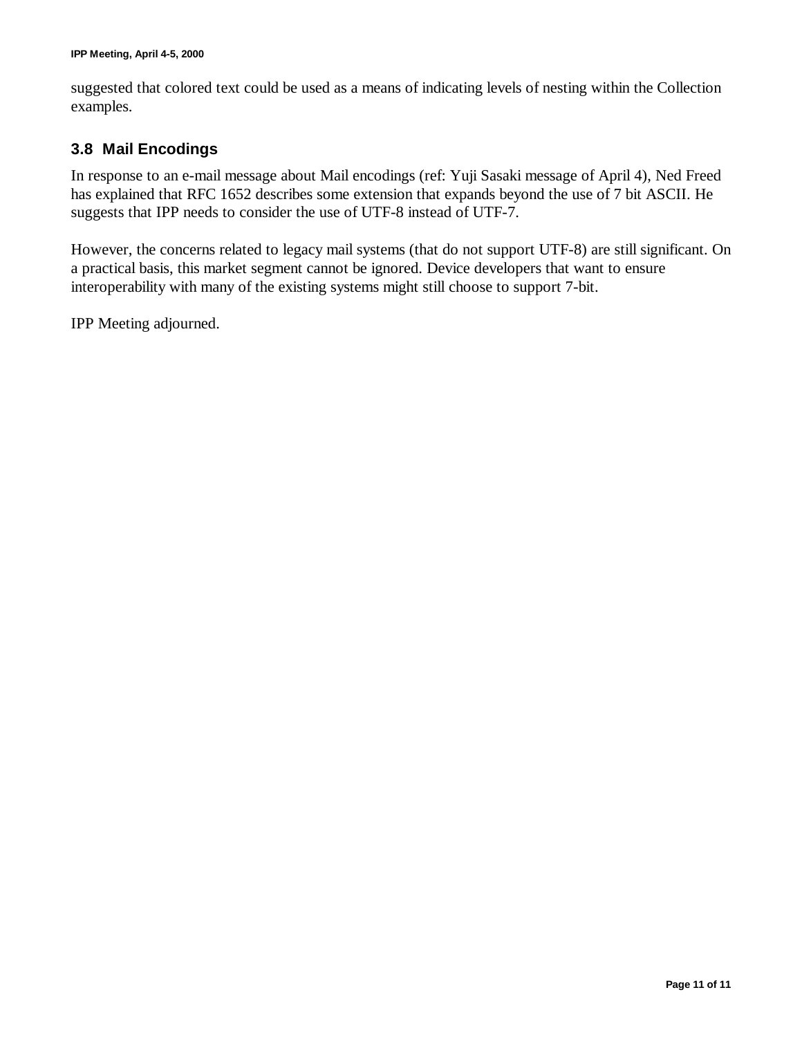suggested that colored text could be used as a means of indicating levels of nesting within the Collection examples.

### 3.8 Mail Encodings

In response to an e-mail message about Mail encodings (ref: Yuji Sasaki message of April 4), Ned Freed has explained that RFC 1652 describes some extension that expands beyond the use of 7 bit ASCII. He suggests that IPP needs to consider the use of UTF-8 instead of UTF-7.

However, the concerns related to legacy mail systems (that do not support UTF-8) are still significant. On a practical basis, this market segment cannot be ignored. Device developers that want to ensure interoperability with many of the existing systems might still choose to support 7-bit.

IPP Meeting adjourned.